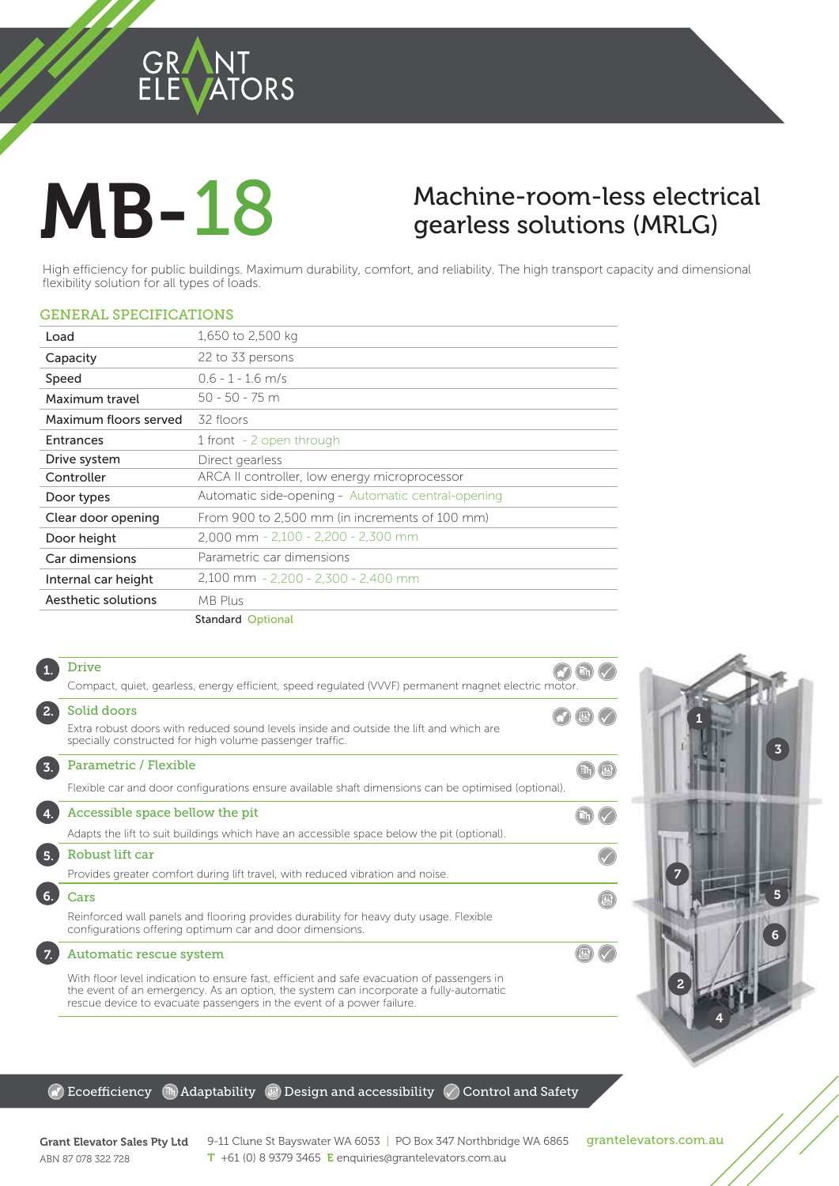GRANT ELEVATORS

# MB-18

## Machine-room-less electrical gearless solutions (MRLG)

High efficiency for public buildings. Maximum durability, comfort, and reliability. The high transport capacity and dimensional flexibility solution for all types of loads.

### GENERAL SPECIFICATIONS

| | |
|---|---|
| Load | 1,650 to 2,500 kg |
| Capacity | 22 to 33 persons |
| Speed | 0.6 - 1 - 1.6 m/s |
| Maximum travel | 50 - 50 - 75 m |
| Maximum floors served | 32 floors |
| Entrances | 1 front - 2 open through |
| Drive system | Direct gearless |
| Controller | ARCA II controller, low energy microprocessor |
| Door types | Automatic side-opening - Automatic central-opening |
| Clear door opening | From 900 to 2,500 mm (in increments of 100 mm) |
| Door height | 2,000 mm - 2,100 - 2,200 - 2,300 mm |
| Car dimensions | Parametric car dimensions |
| Internal car height | 2,100 mm - 2,200 - 2,300 - 2,400 mm |
| Aesthetic solutions | MB Plus |

Standard Optional

### 1. Drive

Compact, quiet, gearless, energy efficient, speed regulated (VVVF) permanent magnet electric motor.

### 2. Solid doors

Extra robust doors with reduced sound levels inside and outside the lift and which are specially constructed for high volume passenger traffic.

### 3. Parametric / Flexible

Flexible car and door configurations ensure available shaft dimensions can be optimised (optional).

### 4. Accessible space bellow the pit

Adapts the lift to suit buildings which have an accessible space below the pit (optional).

### 5. Robust lift car

Provides greater comfort during lift travel, with reduced vibration and noise.

### 6. Cars

Reinforced wall panels and flooring provides durability for heavy duty usage. Flexible configurations offering optimum car and door dimensions.

### 7. Automatic rescue system

With floor level indication to ensure fast, efficient and safe evacuation of passengers in the event of an emergency. As an option, the system can incorporate a fully-automatic rescue device to evacuate passengers in the event of a power failure.

Ecoefficiency | Adaptability | Design and accessibility | Control and Safety

**Grant Elevator Sales Pty Ltd**
ABN 87 078 322 728

9-11 Clune St Bayswater WA 6053 | PO Box 347 Northbridge WA 6865
T +61 (0) 8 9379 3465 E enquiries@grantelevators.com.au

grantelevators.com.au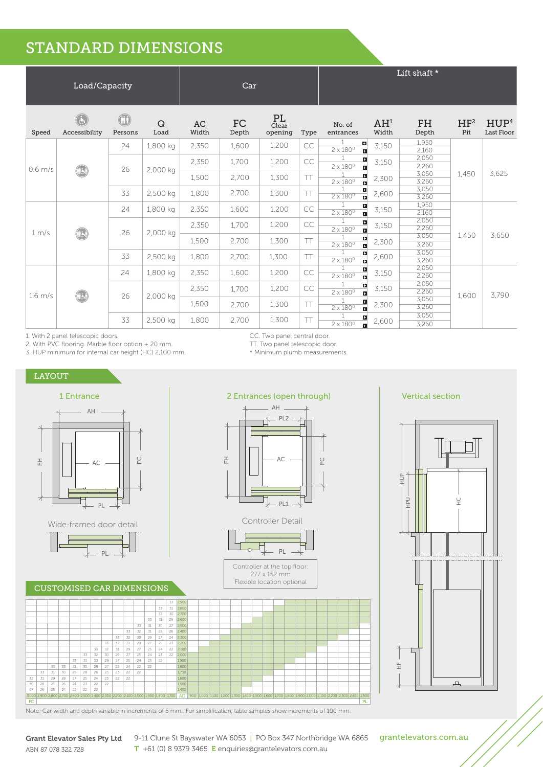# STANDARD DIMENSIONS

| Load/Capacity | | | | Car | | | | Lift shaft * | | | | |
|---|---|---|---|---|---|---|---|---|---|---|---|---|
| Speed | Accessibility | Persons | Q Load | AC Width | FC Depth | PL Clear opening | Type | No. of entrances | AH[1] Width | FH Depth | HF[2] Pit | HUP[4] Last Floor |
| 0.6 m/s | | 24 | 1,800 kg | 2,350 | 1,600 | 1,200 | CC | 1 / 2 x 180⁰ | 3,150 | 1,950 / 2,160 | 1,450 | 3,625 |
| | | 26 | 2,000 kg | 2,350 | 1,700 | 1,200 | CC | 1 / 2 x 180⁰ | 3,150 | 2,050 / 2,260 | | |
| | | | | 1,500 | 2,700 | 1,300 | TT | 1 / 2 x 180⁰ | 2,300 | 3,050 / 3,260 | | |
| | | 33 | 2,500 kg | 1,800 | 2,700 | 1,300 | TT | 1 / 2 x 180⁰ | 2,600 | 3,050 / 3,260 | | |
| 1 m/s | | 24 | 1,800 kg | 2,350 | 1,600 | 1,200 | CC | 1 / 2 x 180⁰ | 3,150 | 1,950 / 2,160 | 1,450 | 3,650 |
| | | 26 | 2,000 kg | 2,350 | 1,700 | 1,200 | CC | 1 / 2 x 180⁰ | 3,150 | 2,050 / 2,260 | | |
| | | | | 1,500 | 2,700 | 1,300 | TT | 1 / 2 x 180⁰ | 2,300 | 3,050 / 3,260 | | |
| | | 33 | 2,500 kg | 1,800 | 2,700 | 1,300 | TT | 1 / 2 x 180⁰ | 2,600 | 3,050 / 3,260 | | |
| 1.6 m/s | | 24 | 1,800 kg | 2,350 | 1,600 | 1,200 | CC | 1 / 2 x 180⁰ | 3,150 | 2,050 / 2,260 | 1,600 | 3,790 |
| | | 26 | 2,000 kg | 2,350 | 1,700 | 1,200 | CC | 1 / 2 x 180⁰ | 3,150 | 2,050 / 2,260 | | |
| | | | | 1,500 | 2,700 | 1,300 | TT | 1 / 2 x 180⁰ | 2,300 | 3,050 / 3,260 | | |
| | | 33 | 2,500 kg | 1,800 | 2,700 | 1,300 | TT | 1 / 2 x 180⁰ | 2,600 | 3,050 / 3,260 | | |

1. With 2 panel telescopic doors.
2. With PVC flooring. Marble floor option + 20 mm.
3. HUP minimum for internal car height (HC) 2,100 mm.

CC. Two panel central door.
TT. Two panel telescopic door.
* Minimum plumb measurements.

## LAYOUT

**1 Entrance**

AH, FH, AC, FC, PL

Wide-framed door detail

PL

**2 Entrances (open through)**

AH, PL2, FH, AC, FC, PL1

Controller Detail

PL

Controller at the top floor:
277 x 152 mm
Flexible location optional

**Vertical section**

HUP, HPU, HC, HF

## CUSTOMISED CAR DIMENSIONS

FC: 3,000 2,900 2,800 2,700 2,600 2,500 2,400 2,300 2,200 2,100 2,000 1,900 1,800 1,700

AC: 2,900 2,800 2,700 2,600 2,500 2,400 2,300 2,200 2,100 2,000 1,900 1,800 1,700 1,600 1,500 1,400

PL: 900 1,000 1,100 1,200 1,300 1,400 1,500 1,600 1,700 1,800 1,900 2,000 2,100 2,200 2,300 2,400 2,500

Note: Car width and depth variable in increments of 5 mm.. For simplification, table samples show increments of 100 mm.

**Grant Elevator Sales Pty Ltd**
ABN 87 078 322 728

9-11 Clune St Bayswater WA 6053 | PO Box 347 Northbridge WA 6865
T +61 (0) 8 9379 3465 E enquiries@grantelevators.com.au

grantelevators.com.au